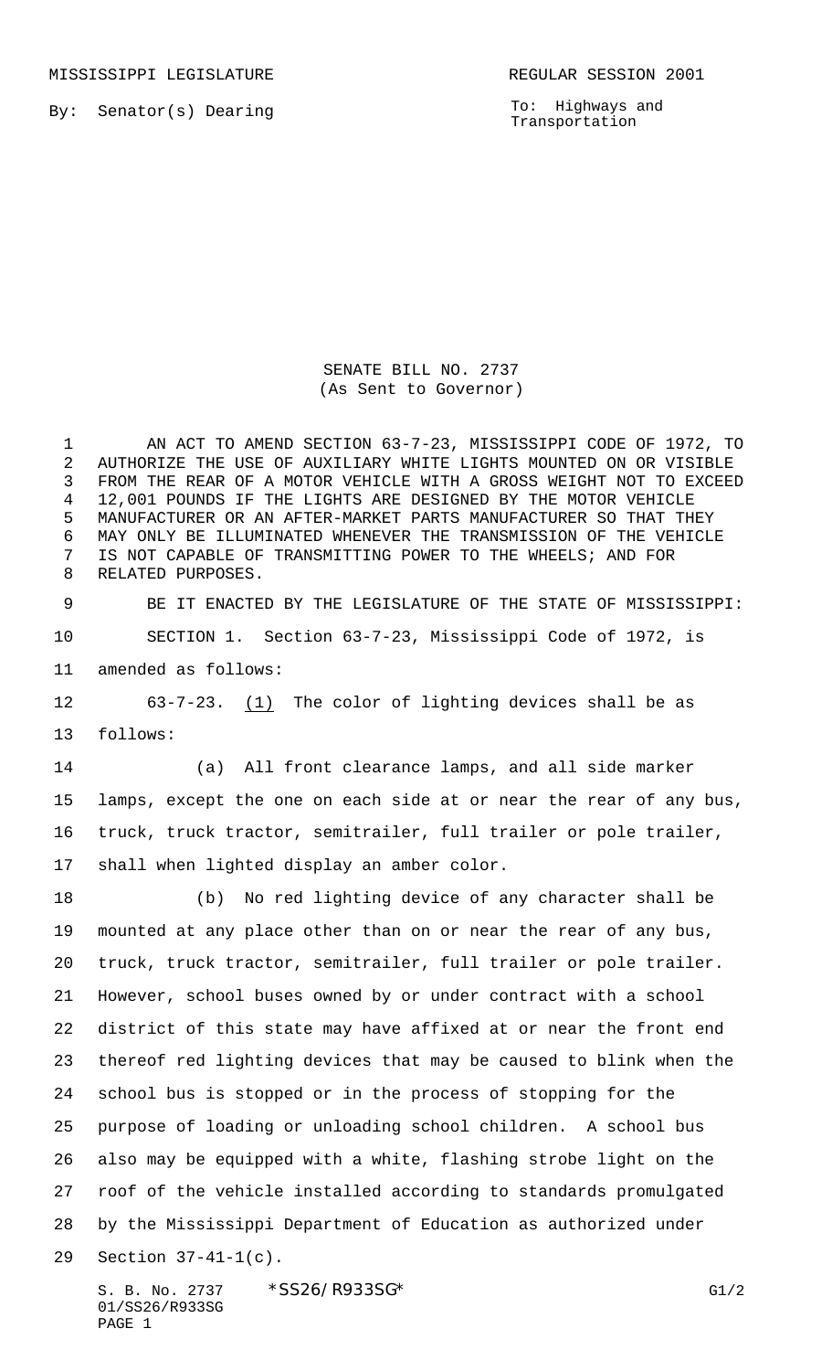MISSISSIPPI LEGISLATURE REGULAR SESSION 2001

By: Senator(s) Dearing

To: Highways and Transportation

# SENATE BILL NO. 2737
(As Sent to Governor)

AN ACT TO AMEND SECTION 63-7-23, MISSISSIPPI CODE OF 1972, TO AUTHORIZE THE USE OF AUXILIARY WHITE LIGHTS MOUNTED ON OR VISIBLE FROM THE REAR OF A MOTOR VEHICLE WITH A GROSS WEIGHT NOT TO EXCEED 12,001 POUNDS IF THE LIGHTS ARE DESIGNED BY THE MOTOR VEHICLE MANUFACTURER OR AN AFTER-MARKET PARTS MANUFACTURER SO THAT THEY MAY ONLY BE ILLUMINATED WHENEVER THE TRANSMISSION OF THE VEHICLE IS NOT CAPABLE OF TRANSMITTING POWER TO THE WHEELS; AND FOR RELATED PURPOSES.

BE IT ENACTED BY THE LEGISLATURE OF THE STATE OF MISSISSIPPI:

SECTION 1. Section 63-7-23, Mississippi Code of 1972, is amended as follows:

63-7-23. (1) The color of lighting devices shall be as follows:

(a) All front clearance lamps, and all side marker lamps, except the one on each side at or near the rear of any bus, truck, truck tractor, semitrailer, full trailer or pole trailer, shall when lighted display an amber color.

(b) No red lighting device of any character shall be mounted at any place other than on or near the rear of any bus, truck, truck tractor, semitrailer, full trailer or pole trailer. However, school buses owned by or under contract with a school district of this state may have affixed at or near the front end thereof red lighting devices that may be caused to blink when the school bus is stopped or in the process of stopping for the purpose of loading or unloading school children. A school bus also may be equipped with a white, flashing strobe light on the roof of the vehicle installed according to standards promulgated by the Mississippi Department of Education as authorized under Section 37-41-1(c).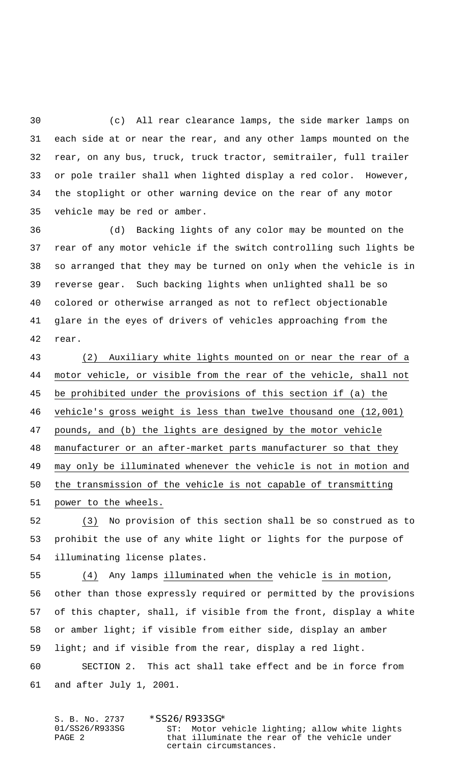(c) All rear clearance lamps, the side marker lamps on each side at or near the rear, and any other lamps mounted on the rear, on any bus, truck, truck tractor, semitrailer, full trailer or pole trailer shall when lighted display a red color. However, the stoplight or other warning device on the rear of any motor vehicle may be red or amber.

(d) Backing lights of any color may be mounted on the rear of any motor vehicle if the switch controlling such lights be so arranged that they may be turned on only when the vehicle is in reverse gear. Such backing lights when unlighted shall be so colored or otherwise arranged as not to reflect objectionable glare in the eyes of drivers of vehicles approaching from the rear.

(2) Auxiliary white lights mounted on or near the rear of a motor vehicle, or visible from the rear of the vehicle, shall not be prohibited under the provisions of this section if (a) the vehicle's gross weight is less than twelve thousand one (12,001) pounds, and (b) the lights are designed by the motor vehicle manufacturer or an after-market parts manufacturer so that they may only be illuminated whenever the vehicle is not in motion and the transmission of the vehicle is not capable of transmitting power to the wheels.

(3) No provision of this section shall be so construed as to prohibit the use of any white light or lights for the purpose of illuminating license plates.

(4) Any lamps illuminated when the vehicle is in motion, other than those expressly required or permitted by the provisions of this chapter, shall, if visible from the front, display a white or amber light; if visible from either side, display an amber light; and if visible from the rear, display a red light.

SECTION 2. This act shall take effect and be in force from and after July 1, 2001.

S. B. No. 2737 *SS26/R933SG*
01/SS26/R933SG
ST: Motor vehicle lighting; allow white lights that illuminate the rear of the vehicle under certain circumstances.